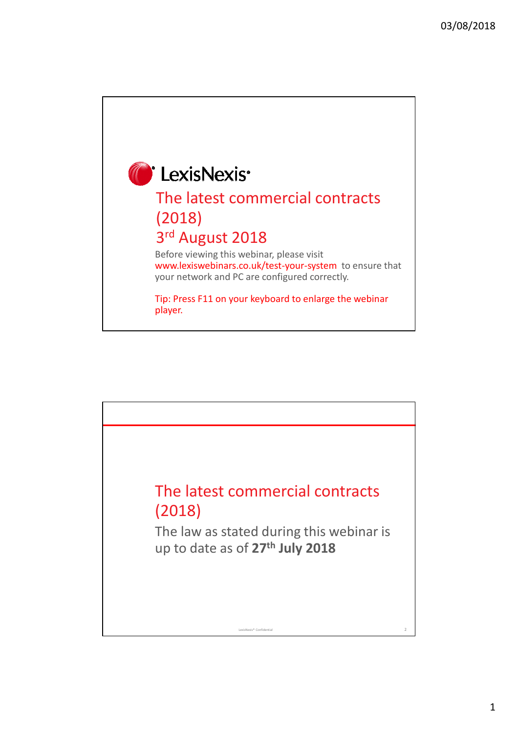LexisNexis

# The latest commercial contracts (2018)

## 3rd August 2018

Before viewing this webinar, please visit www.lexiswebinars.co.uk/test-your-system to ensure that your network and PC are configured correctly.

Tip: Press F11 on your keyboard to enlarge the webinar player.

# The latest commercial contracts (2018)

The law as stated during this webinar is up to date as of **27th July 2018**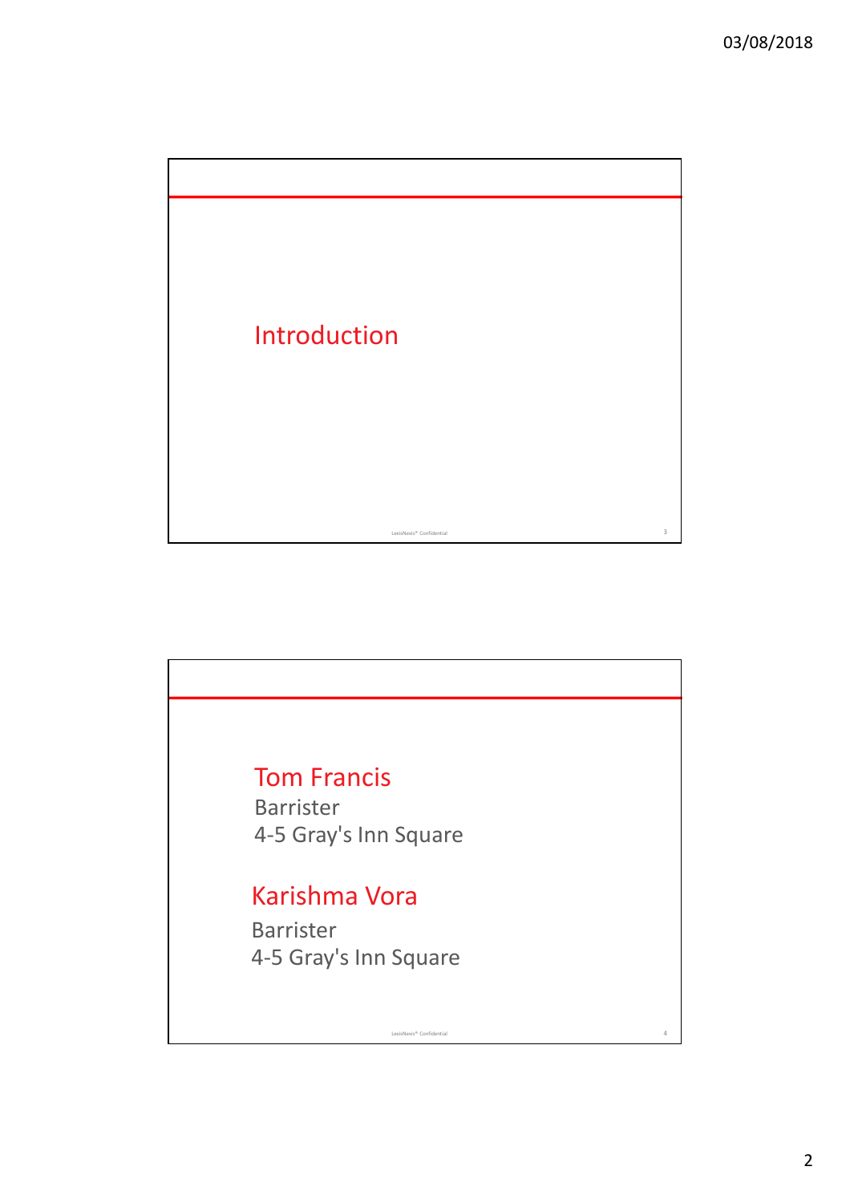## Introduction

## Tom Francis

Barrister
4-5 Gray's Inn Square

## Karishma Vora

Barrister
4-5 Gray's Inn Square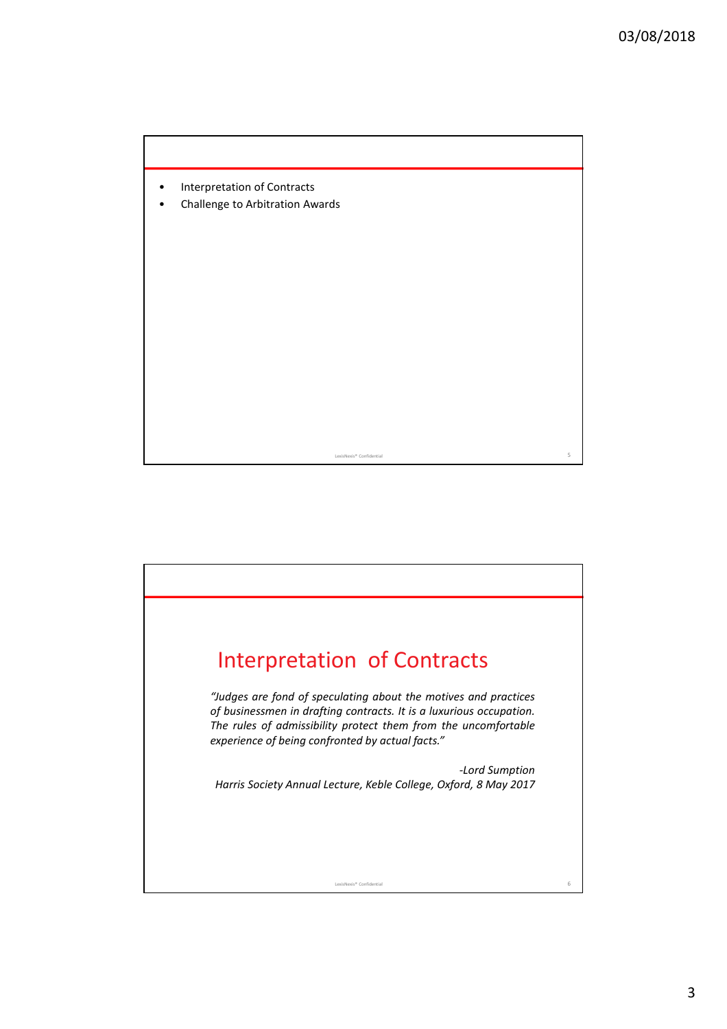- Interpretation of Contracts
- Challenge to Arbitration Awards

LexisNexis® Confidential

# Interpretation of Contracts

*"Judges are fond of speculating about the motives and practices of businessmen in drafting contracts. It is a luxurious occupation. The rules of admissibility protect them from the uncomfortable experience of being confronted by actual facts."*

*-Lord Sumption*
*Harris Society Annual Lecture, Keble College, Oxford, 8 May 2017*

LexisNexis® Confidential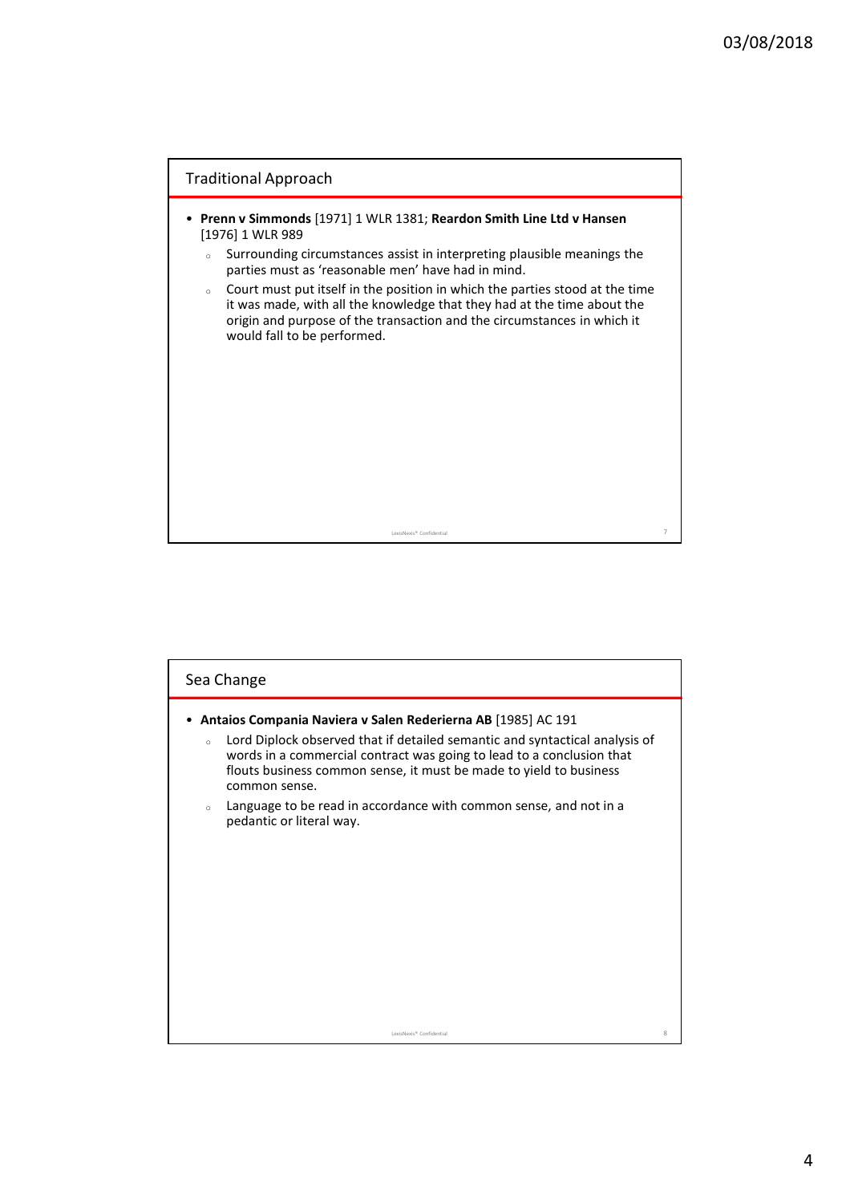## Traditional Approach

- **Prenn v Simmonds** [1971] 1 WLR 1381; **Reardon Smith Line Ltd v Hansen** [1976] 1 WLR 989
  - Surrounding circumstances assist in interpreting plausible meanings the parties must as 'reasonable men' have had in mind.
  - Court must put itself in the position in which the parties stood at the time it was made, with all the knowledge that they had at the time about the origin and purpose of the transaction and the circumstances in which it would fall to be performed.

## Sea Change

- **Antaios Compania Naviera v Salen Rederierna AB** [1985] AC 191
  - Lord Diplock observed that if detailed semantic and syntactical analysis of words in a commercial contract was going to lead to a conclusion that flouts business common sense, it must be made to yield to business common sense.
  - Language to be read in accordance with common sense, and not in a pedantic or literal way.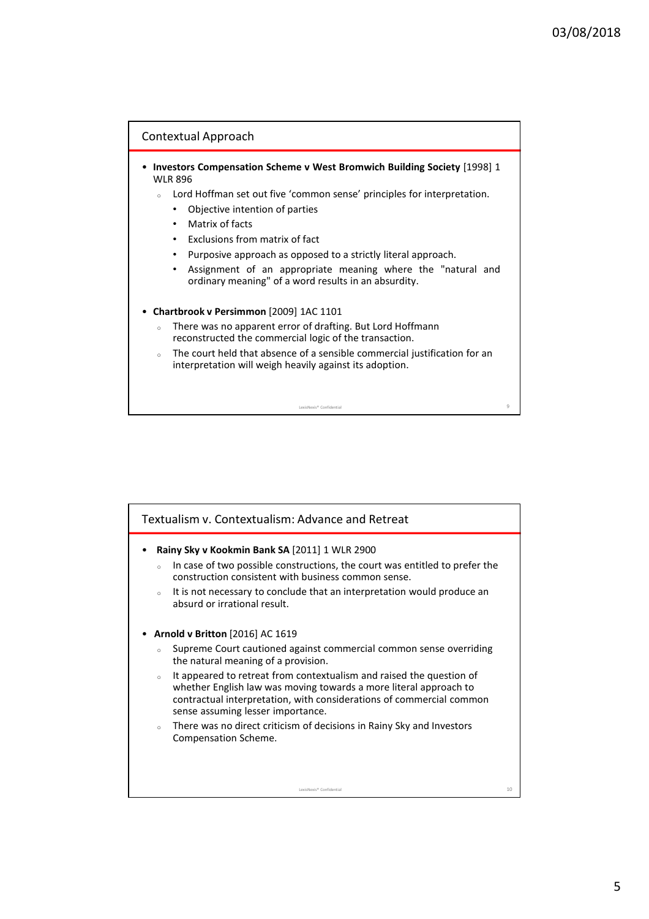## Contextual Approach

- **Investors Compensation Scheme v West Bromwich Building Society** [1998] 1 WLR 896
  - Lord Hoffman set out five 'common sense' principles for interpretation.
    - Objective intention of parties
    - Matrix of facts
    - Exclusions from matrix of fact
    - Purposive approach as opposed to a strictly literal approach.
    - Assignment of an appropriate meaning where the "natural and ordinary meaning" of a word results in an absurdity.
- **Chartbrook v Persimmon** [2009] 1AC 1101
  - There was no apparent error of drafting. But Lord Hoffmann reconstructed the commercial logic of the transaction.
  - The court held that absence of a sensible commercial justification for an interpretation will weigh heavily against its adoption.

## Textualism v. Contextualism: Advance and Retreat

- **Rainy Sky v Kookmin Bank SA** [2011] 1 WLR 2900
  - In case of two possible constructions, the court was entitled to prefer the construction consistent with business common sense.
  - It is not necessary to conclude that an interpretation would produce an absurd or irrational result.
- **Arnold v Britton** [2016] AC 1619
  - Supreme Court cautioned against commercial common sense overriding the natural meaning of a provision.
  - It appeared to retreat from contextualism and raised the question of whether English law was moving towards a more literal approach to contractual interpretation, with considerations of commercial common sense assuming lesser importance.
  - There was no direct criticism of decisions in Rainy Sky and Investors Compensation Scheme.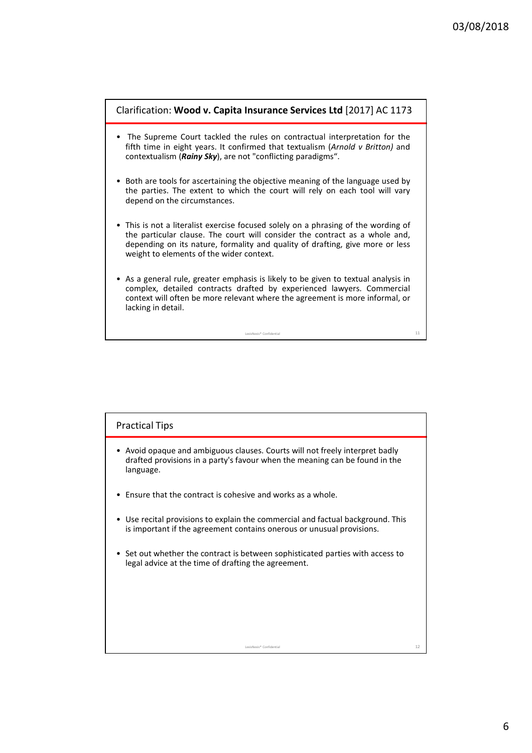## Clarification: **Wood v. Capita Insurance Services Ltd** [2017] AC 1173

- The Supreme Court tackled the rules on contractual interpretation for the fifth time in eight years. It confirmed that textualism (*Arnold v Britton)* and contextualism (***Rainy Sky***), are not "conflicting paradigms".
- Both are tools for ascertaining the objective meaning of the language used by the parties. The extent to which the court will rely on each tool will vary depend on the circumstances.
- This is not a literalist exercise focused solely on a phrasing of the wording of the particular clause. The court will consider the contract as a whole and, depending on its nature, formality and quality of drafting, give more or less weight to elements of the wider context.
- As a general rule, greater emphasis is likely to be given to textual analysis in complex, detailed contracts drafted by experienced lawyers. Commercial context will often be more relevant where the agreement is more informal, or lacking in detail.

## Practical Tips

- Avoid opaque and ambiguous clauses. Courts will not freely interpret badly drafted provisions in a party's favour when the meaning can be found in the language.
- Ensure that the contract is cohesive and works as a whole.
- Use recital provisions to explain the commercial and factual background. This is important if the agreement contains onerous or unusual provisions.
- Set out whether the contract is between sophisticated parties with access to legal advice at the time of drafting the agreement.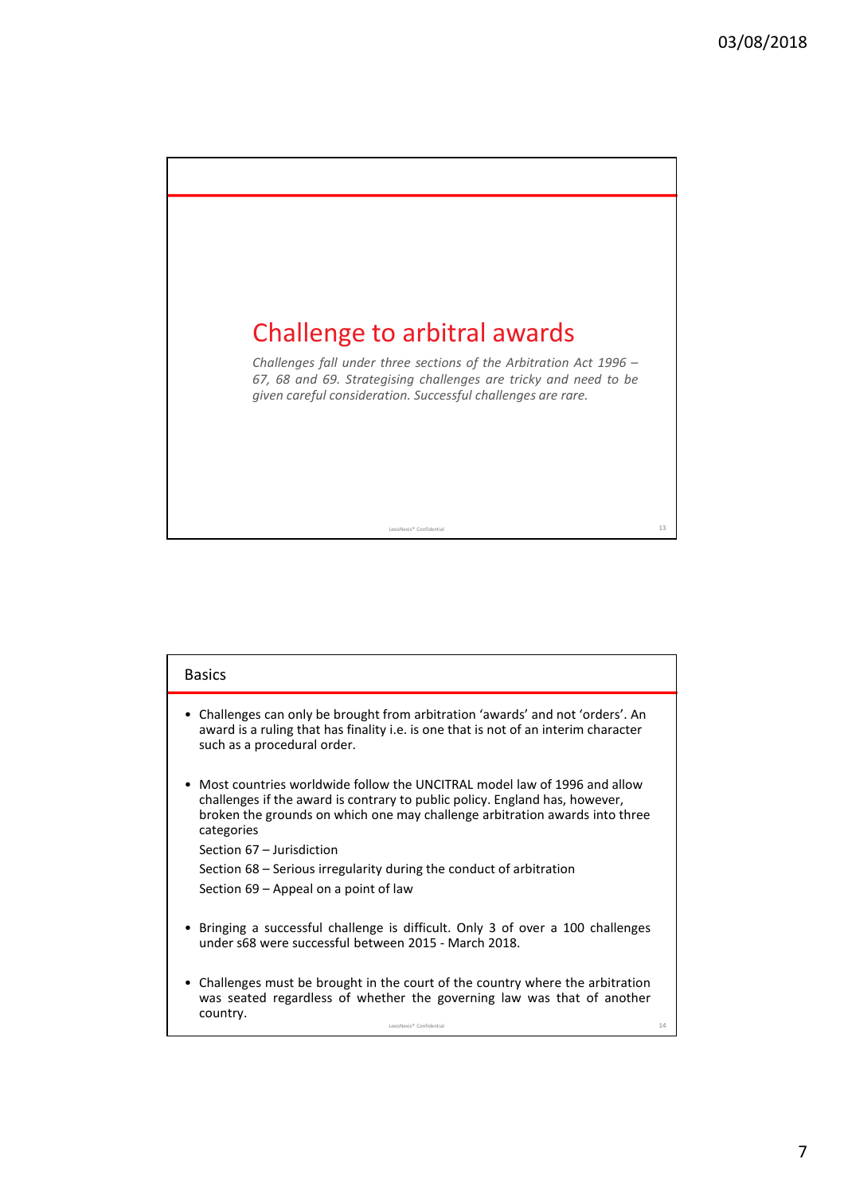# Challenge to arbitral awards

*Challenges fall under three sections of the Arbitration Act 1996 – 67, 68 and 69. Strategising challenges are tricky and need to be given careful consideration. Successful challenges are rare.*

## Basics

- Challenges can only be brought from arbitration 'awards' and not 'orders'. An award is a ruling that has finality i.e. is one that is not of an interim character such as a procedural order.
- Most countries worldwide follow the UNCITRAL model law of 1996 and allow challenges if the award is contrary to public policy. England has, however, broken the grounds on which one may challenge arbitration awards into three categories

  Section 67 – Jurisdiction

  Section 68 – Serious irregularity during the conduct of arbitration

  Section 69 – Appeal on a point of law
- Bringing a successful challenge is difficult. Only 3 of over a 100 challenges under s68 were successful between 2015 - March 2018.
- Challenges must be brought in the court of the country where the arbitration was seated regardless of whether the governing law was that of another country.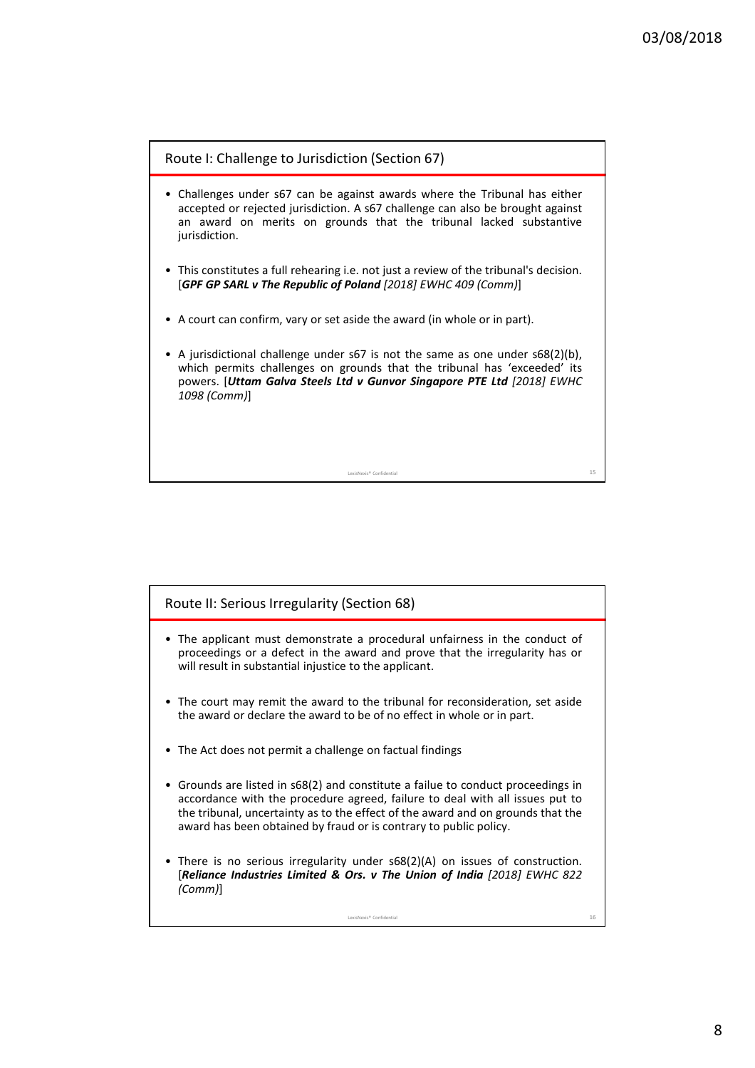## Route I: Challenge to Jurisdiction (Section 67)

- Challenges under s67 can be against awards where the Tribunal has either accepted or rejected jurisdiction. A s67 challenge can also be brought against an award on merits on grounds that the tribunal lacked substantive jurisdiction.
- This constitutes a full rehearing i.e. not just a review of the tribunal's decision. [***GPF GP SARL v The Republic of Poland*** *[2018] EWHC 409 (Comm)*]
- A court can confirm, vary or set aside the award (in whole or in part).
- A jurisdictional challenge under s67 is not the same as one under s68(2)(b), which permits challenges on grounds that the tribunal has 'exceeded' its powers. [***Uttam Galva Steels Ltd v Gunvor Singapore PTE Ltd*** *[2018] EWHC 1098 (Comm)*]

## Route II: Serious Irregularity (Section 68)

- The applicant must demonstrate a procedural unfairness in the conduct of proceedings or a defect in the award and prove that the irregularity has or will result in substantial injustice to the applicant.
- The court may remit the award to the tribunal for reconsideration, set aside the award or declare the award to be of no effect in whole or in part.
- The Act does not permit a challenge on factual findings
- Grounds are listed in s68(2) and constitute a failue to conduct proceedings in accordance with the procedure agreed, failure to deal with all issues put to the tribunal, uncertainty as to the effect of the award and on grounds that the award has been obtained by fraud or is contrary to public policy.
- There is no serious irregularity under s68(2)(A) on issues of construction. [***Reliance Industries Limited & Ors. v The Union of India*** *[2018] EWHC 822 (Comm)*]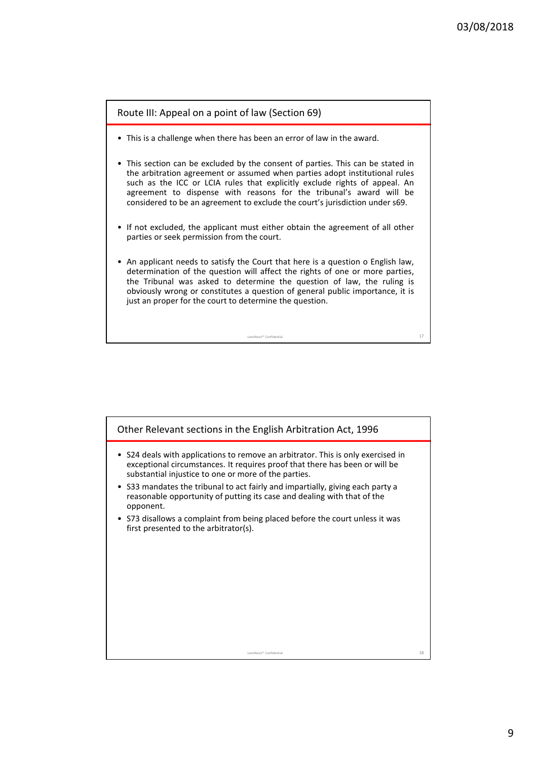## Route III: Appeal on a point of law (Section 69)

- This is a challenge when there has been an error of law in the award.
- This section can be excluded by the consent of parties. This can be stated in the arbitration agreement or assumed when parties adopt institutional rules such as the ICC or LCIA rules that explicitly exclude rights of appeal. An agreement to dispense with reasons for the tribunal's award will be considered to be an agreement to exclude the court's jurisdiction under s69.
- If not excluded, the applicant must either obtain the agreement of all other parties or seek permission from the court.
- An applicant needs to satisfy the Court that here is a question o English law, determination of the question will affect the rights of one or more parties, the Tribunal was asked to determine the question of law, the ruling is obviously wrong or constitutes a question of general public importance, it is just an proper for the court to determine the question.

## Other Relevant sections in the English Arbitration Act, 1996

- S24 deals with applications to remove an arbitrator. This is only exercised in exceptional circumstances. It requires proof that there has been or will be substantial injustice to one or more of the parties.
- S33 mandates the tribunal to act fairly and impartially, giving each party a reasonable opportunity of putting its case and dealing with that of the opponent.
- S73 disallows a complaint from being placed before the court unless it was first presented to the arbitrator(s).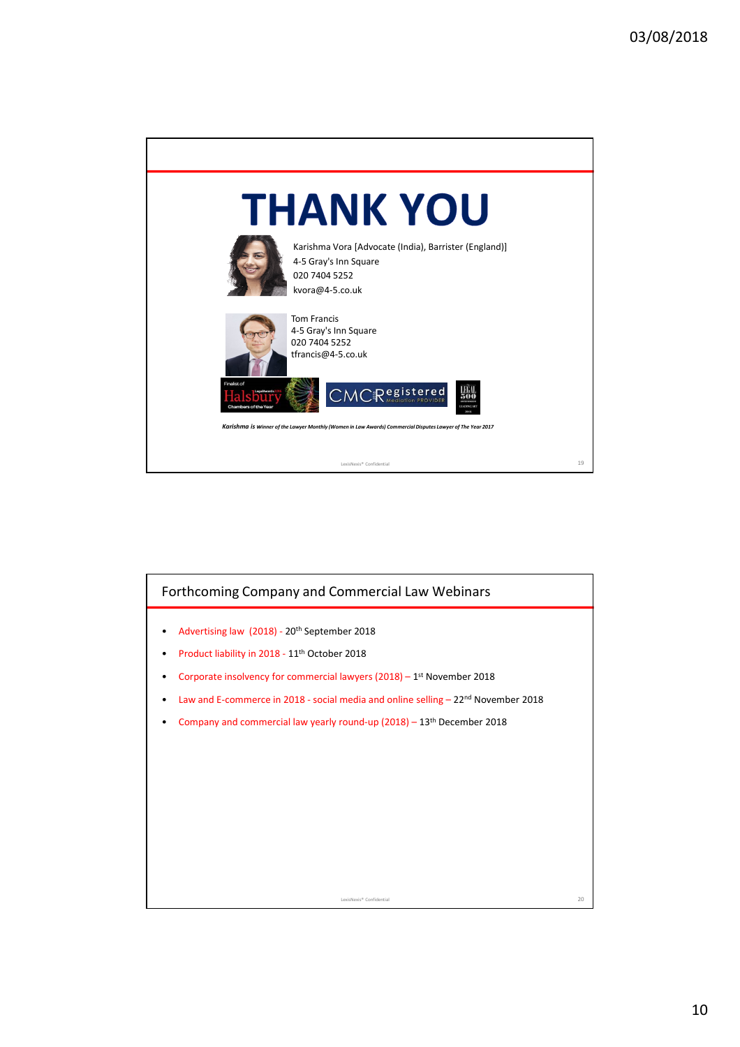# THANK YOU

Karishma Vora [Advocate (India), Barrister (England)]
4-5 Gray's Inn Square
020 7404 5252
kvora@4-5.co.uk

Tom Francis
4-5 Gray's Inn Square
020 7404 5252
tfrancis@4-5.co.uk

*Karishma is Winner of the Lawyer Monthly (Women in Law Awards) Commercial Disputes Lawyer of The Year 2017*

LexisNexis® Confidential

## Forthcoming Company and Commercial Law Webinars

- Advertising law (2018) - 20th September 2018
- Product liability in 2018 - 11th October 2018
- Corporate insolvency for commercial lawyers (2018) – 1st November 2018
- Law and E-commerce in 2018 - social media and online selling – 22nd November 2018
- Company and commercial law yearly round-up (2018) – 13th December 2018

LexisNexis® Confidential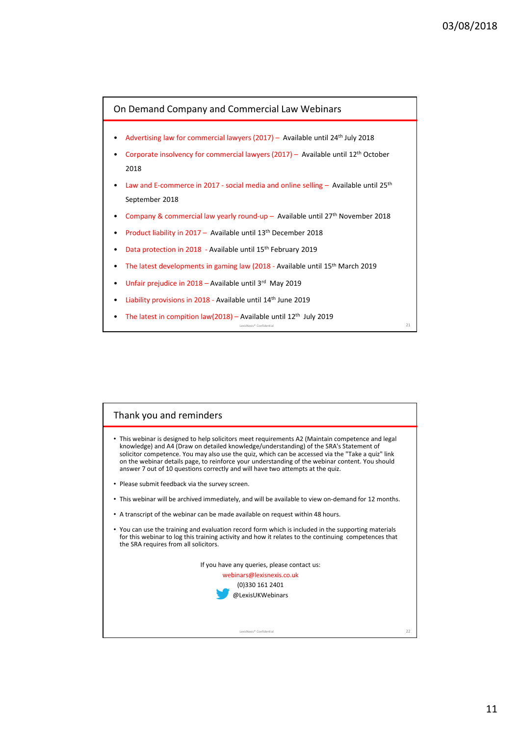## On Demand Company and Commercial Law Webinars

- Advertising law for commercial lawyers (2017) – Available until 24th July 2018
- Corporate insolvency for commercial lawyers (2017) – Available until 12th October 2018
- Law and E-commerce in 2017 - social media and online selling – Available until 25th September 2018
- Company & commercial law yearly round-up – Available until 27th November 2018
- Product liability in 2017 – Available until 13th December 2018
- Data protection in 2018 - Available until 15th February 2019
- The latest developments in gaming law (2018 - Available until 15th March 2019
- Unfair prejudice in 2018 – Available until 3rd May 2019
- Liability provisions in 2018 - Available until 14th June 2019
- The latest in compition law(2018) – Available until 12th July 2019

## Thank you and reminders

- This webinar is designed to help solicitors meet requirements A2 (Maintain competence and legal knowledge) and A4 (Draw on detailed knowledge/understanding) of the SRA's Statement of solicitor competence. You may also use the quiz, which can be accessed via the "Take a quiz" link on the webinar details page, to reinforce your understanding of the webinar content. You should answer 7 out of 10 questions correctly and will have two attempts at the quiz.
- Please submit feedback via the survey screen.
- This webinar will be archived immediately, and will be available to view on-demand for 12 months.
- A transcript of the webinar can be made available on request within 48 hours.
- You can use the training and evaluation record form which is included in the supporting materials for this webinar to log this training activity and how it relates to the continuing competences that the SRA requires from all solicitors.

If you have any queries, please contact us:

webinars@lexisnexis.co.uk

(0)330 161 2401

@LexisUKWebinars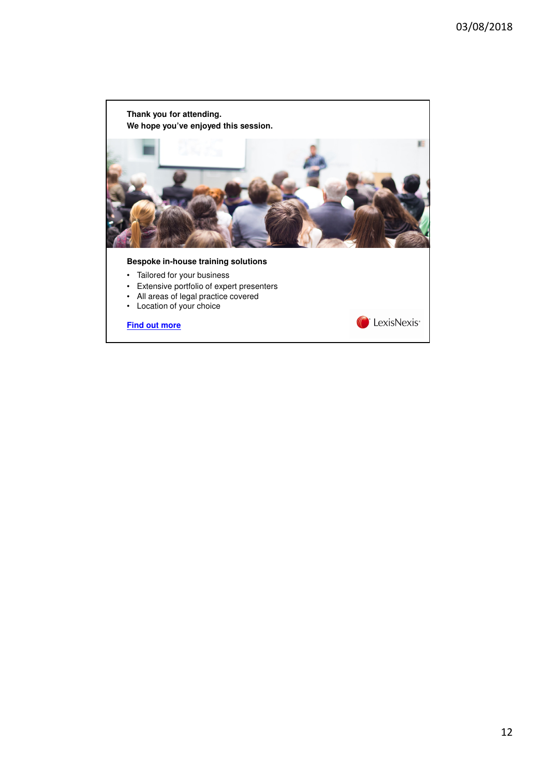**Thank you for attending.**
**We hope you've enjoyed this session.**

**Bespoke in-house training solutions**

- Tailored for your business
- Extensive portfolio of expert presenters
- All areas of legal practice covered
- Location of your choice

**Find out more**

LexisNexis